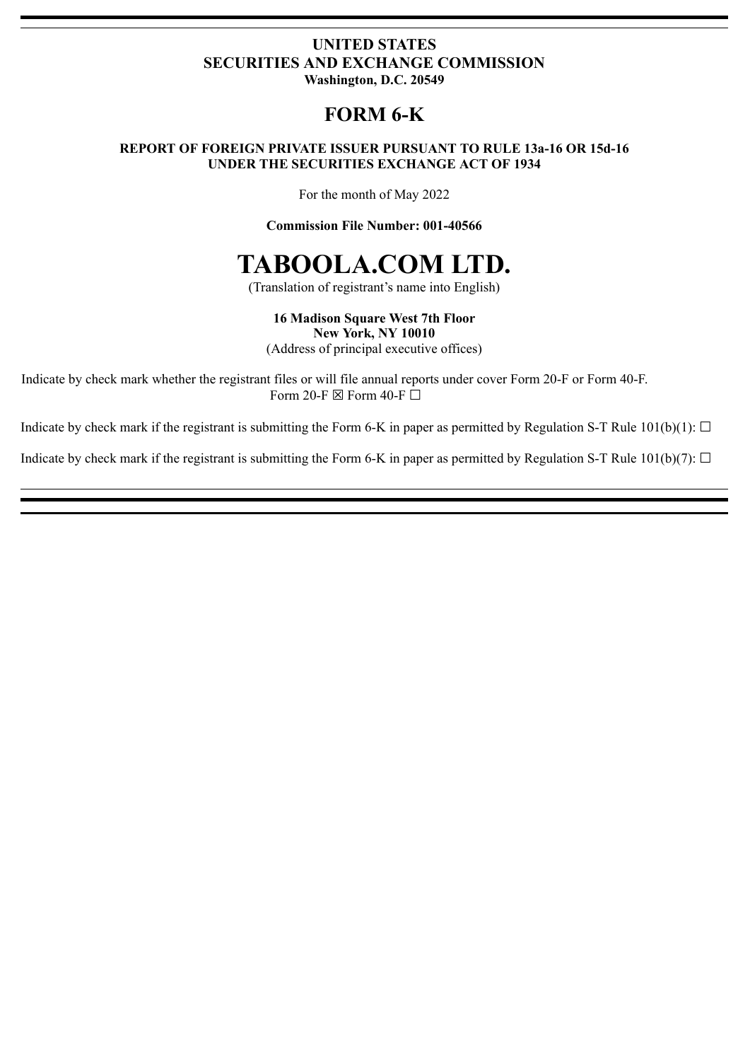**UNITED STATES**
**SECURITIES AND EXCHANGE COMMISSION**
**Washington, D.C. 20549**

# FORM 6-K

**REPORT OF FOREIGN PRIVATE ISSUER PURSUANT TO RULE 13a-16 OR 15d-16**
**UNDER THE SECURITIES EXCHANGE ACT OF 1934**

For the month of May 2022

**Commission File Number: 001-40566**

# TABOOLA.COM LTD.

(Translation of registrant's name into English)

**16 Madison Square West 7th Floor**
**New York, NY 10010**
(Address of principal executive offices)

Indicate by check mark whether the registrant files or will file annual reports under cover Form 20-F or Form 40-F.
Form 20-F ☒ Form 40-F ☐

Indicate by check mark if the registrant is submitting the Form 6-K in paper as permitted by Regulation S-T Rule 101(b)(1): ☐

Indicate by check mark if the registrant is submitting the Form 6-K in paper as permitted by Regulation S-T Rule 101(b)(7): ☐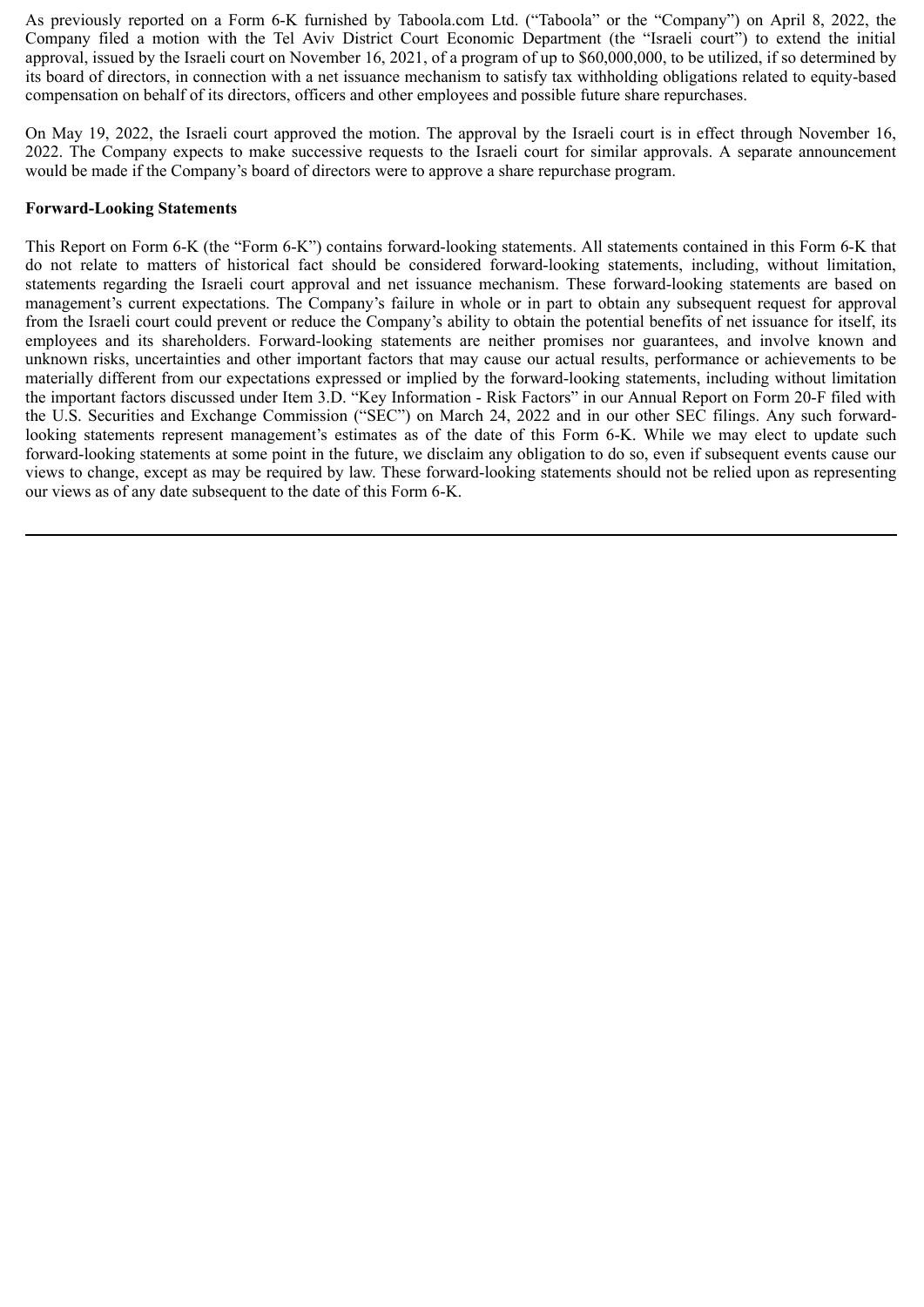As previously reported on a Form 6-K furnished by Taboola.com Ltd. ("Taboola" or the "Company") on April 8, 2022, the Company filed a motion with the Tel Aviv District Court Economic Department (the "Israeli court") to extend the initial approval, issued by the Israeli court on November 16, 2021, of a program of up to $60,000,000, to be utilized, if so determined by its board of directors, in connection with a net issuance mechanism to satisfy tax withholding obligations related to equity-based compensation on behalf of its directors, officers and other employees and possible future share repurchases.

On May 19, 2022, the Israeli court approved the motion. The approval by the Israeli court is in effect through November 16, 2022. The Company expects to make successive requests to the Israeli court for similar approvals. A separate announcement would be made if the Company's board of directors were to approve a share repurchase program.

**Forward-Looking Statements**

This Report on Form 6-K (the "Form 6-K") contains forward-looking statements. All statements contained in this Form 6-K that do not relate to matters of historical fact should be considered forward-looking statements, including, without limitation, statements regarding the Israeli court approval and net issuance mechanism. These forward-looking statements are based on management's current expectations. The Company's failure in whole or in part to obtain any subsequent request for approval from the Israeli court could prevent or reduce the Company's ability to obtain the potential benefits of net issuance for itself, its employees and its shareholders. Forward-looking statements are neither promises nor guarantees, and involve known and unknown risks, uncertainties and other important factors that may cause our actual results, performance or achievements to be materially different from our expectations expressed or implied by the forward-looking statements, including without limitation the important factors discussed under Item 3.D. "Key Information - Risk Factors" in our Annual Report on Form 20-F filed with the U.S. Securities and Exchange Commission ("SEC") on March 24, 2022 and in our other SEC filings. Any such forward-looking statements represent management's estimates as of the date of this Form 6-K. While we may elect to update such forward-looking statements at some point in the future, we disclaim any obligation to do so, even if subsequent events cause our views to change, except as may be required by law. These forward-looking statements should not be relied upon as representing our views as of any date subsequent to the date of this Form 6-K.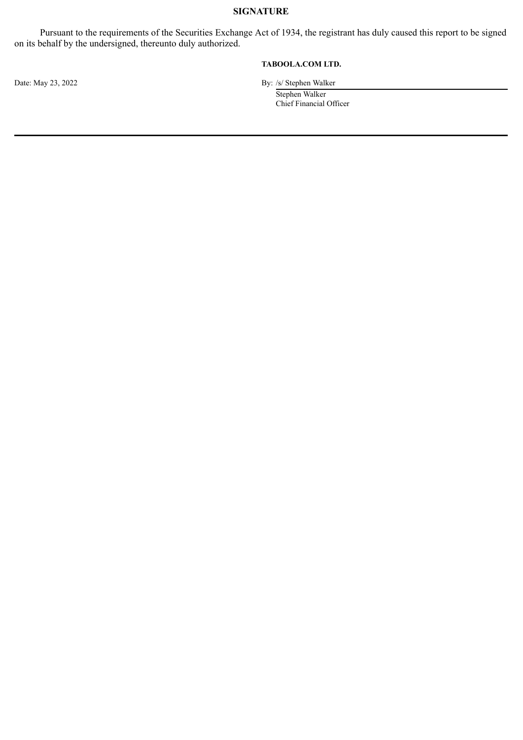## SIGNATURE

Pursuant to the requirements of the Securities Exchange Act of 1934, the registrant has duly caused this report to be signed on its behalf by the undersigned, thereunto duly authorized.

**TABOOLA.COM LTD.**

Date: May 23, 2022

By: /s/ Stephen Walker
Stephen Walker
Chief Financial Officer